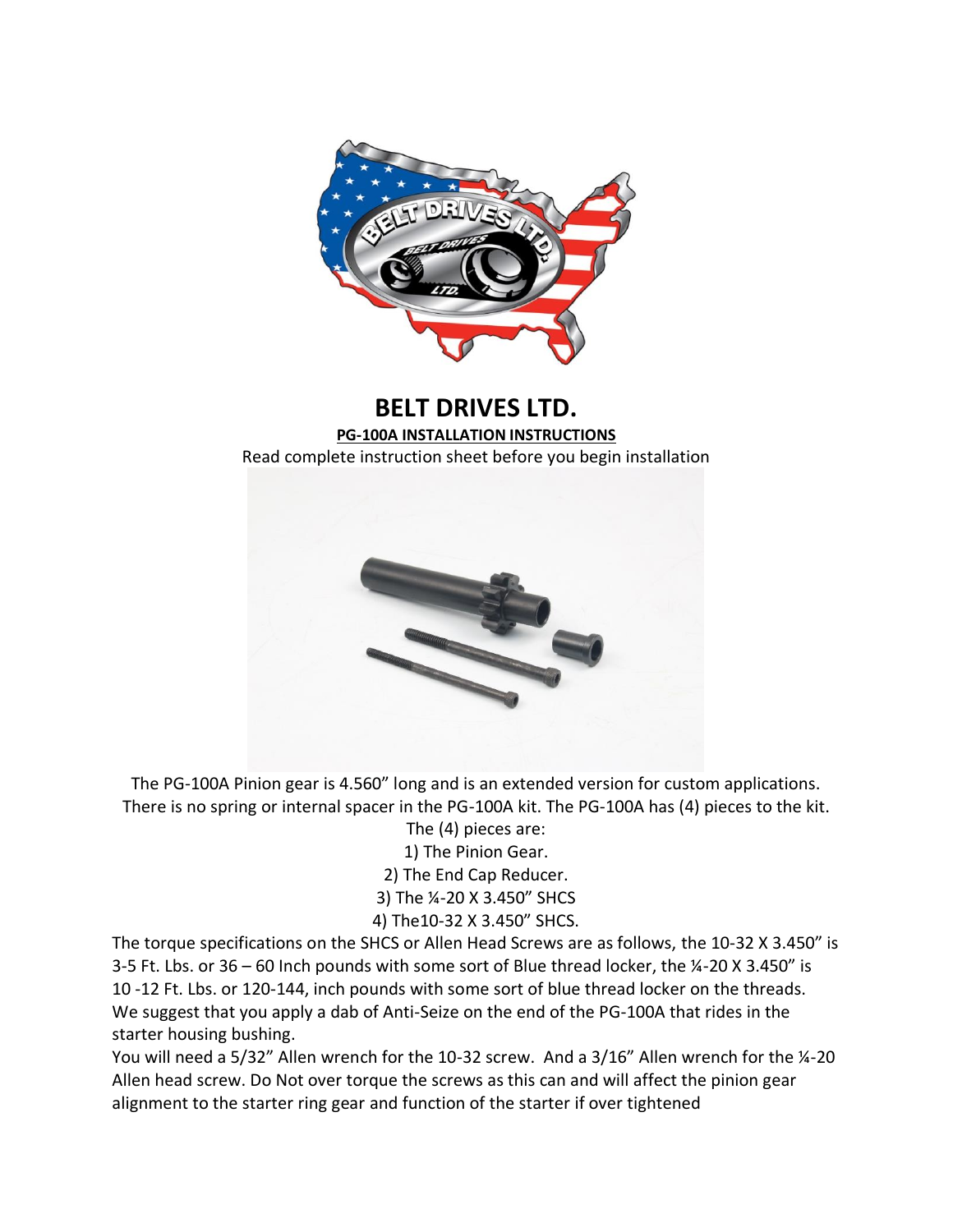# BELT DRIVES LTD.

**PG-100A INSTALLATION INSTRUCTIONS**

Read complete instruction sheet before you begin installation

The PG-100A Pinion gear is 4.560" long and is an extended version for custom applications. There is no spring or internal spacer in the PG-100A kit. The PG-100A has (4) pieces to the kit.

The (4) pieces are:

1) The Pinion Gear.
2) The End Cap Reducer.
3) The ¼-20 X 3.450" SHCS
4) The10-32 X 3.450" SHCS.

The torque specifications on the SHCS or Allen Head Screws are as follows, the 10-32 X 3.450" is 3-5 Ft. Lbs. or 36 – 60 Inch pounds with some sort of Blue thread locker, the ¼-20 X 3.450" is 10 -12 Ft. Lbs. or 120-144, inch pounds with some sort of blue thread locker on the threads. We suggest that you apply a dab of Anti-Seize on the end of the PG-100A that rides in the starter housing bushing.

You will need a 5/32" Allen wrench for the 10-32 screw. And a 3/16" Allen wrench for the ¼-20 Allen head screw. Do Not over torque the screws as this can and will affect the pinion gear alignment to the starter ring gear and function of the starter if over tightened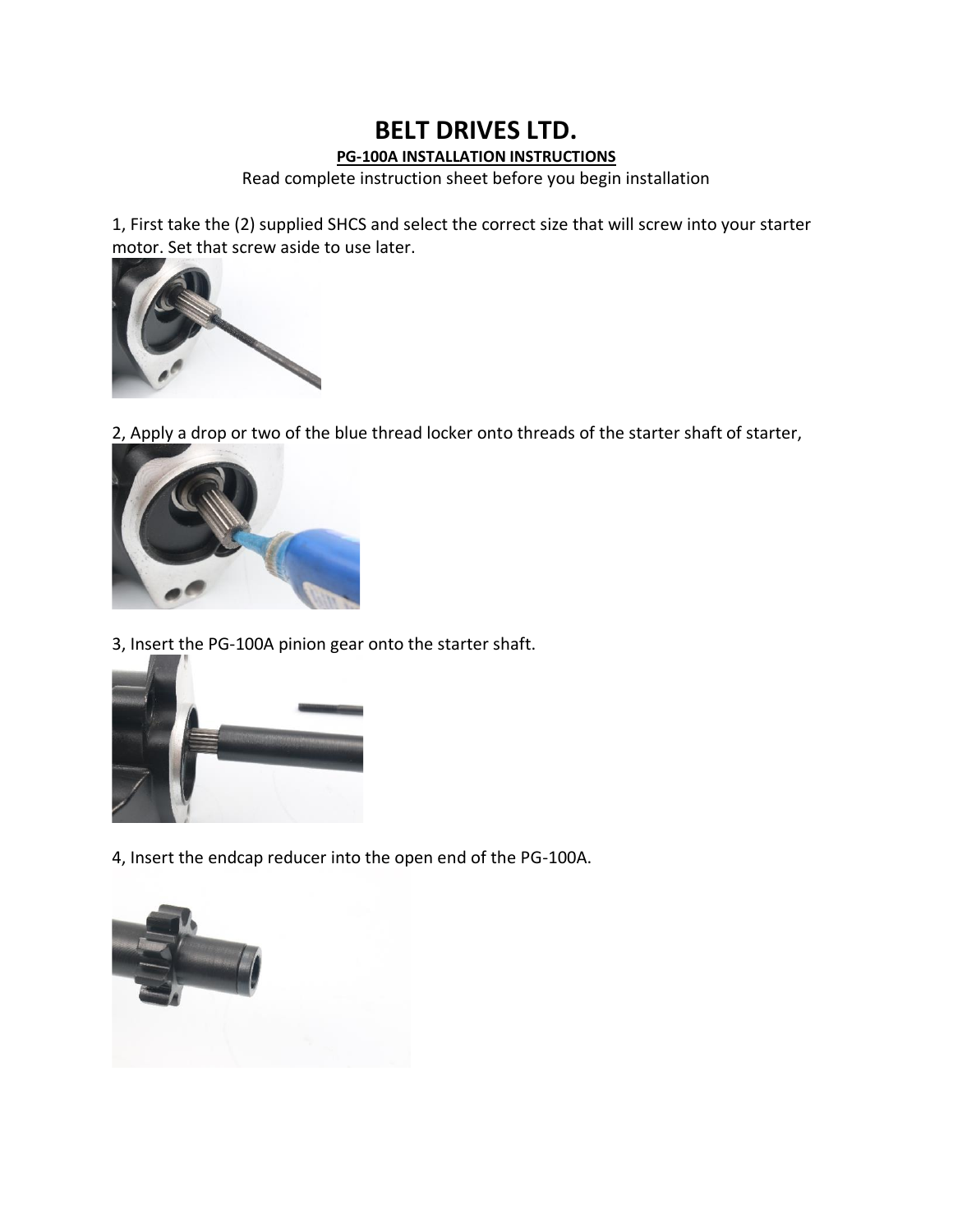# BELT DRIVES LTD.

**PG-100A INSTALLATION INSTRUCTIONS**

Read complete instruction sheet before you begin installation

1, First take the (2) supplied SHCS and select the correct size that will screw into your starter motor. Set that screw aside to use later.

2, Apply a drop or two of the blue thread locker onto threads of the starter shaft of starter,

3, Insert the PG-100A pinion gear onto the starter shaft.

4, Insert the endcap reducer into the open end of the PG-100A.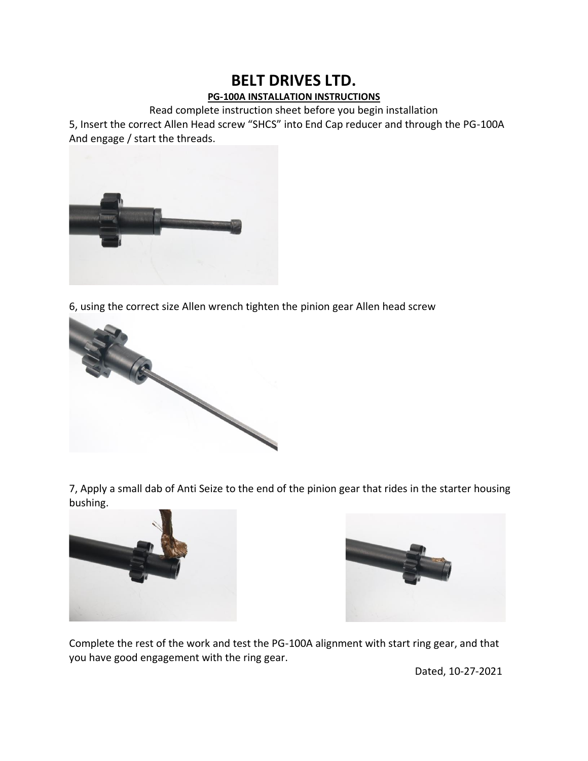# BELT DRIVES LTD.

**PG-100A INSTALLATION INSTRUCTIONS**

Read complete instruction sheet before you begin installation

5, Insert the correct Allen Head screw "SHCS" into End Cap reducer and through the PG-100A And engage / start the threads.

6, using the correct size Allen wrench tighten the pinion gear Allen head screw

7, Apply a small dab of Anti Seize to the end of the pinion gear that rides in the starter housing bushing.

Complete the rest of the work and test the PG-100A alignment with start ring gear, and that you have good engagement with the ring gear.

Dated, 10-27-2021